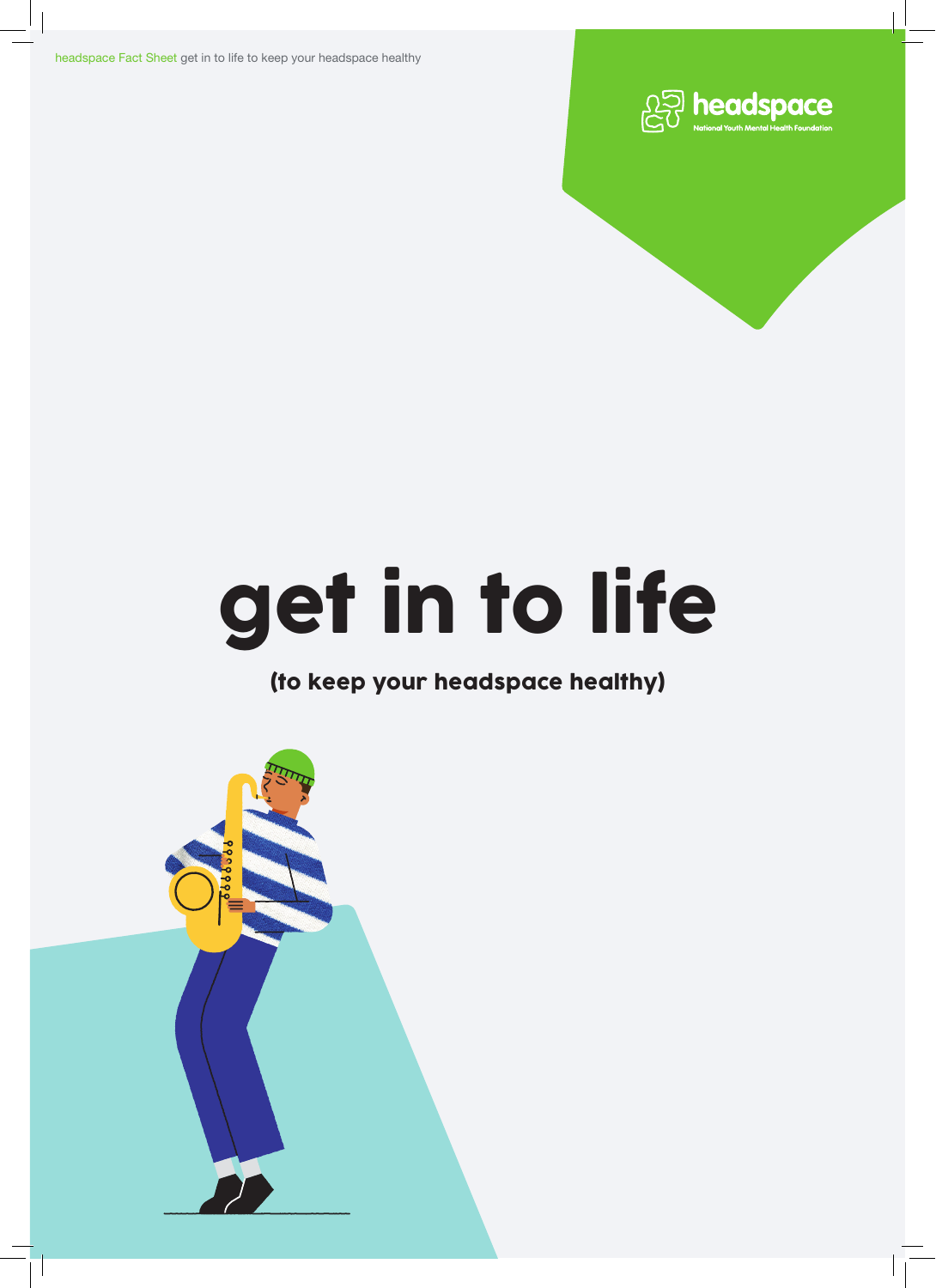# get in to life

## (to keep your headspace healthy)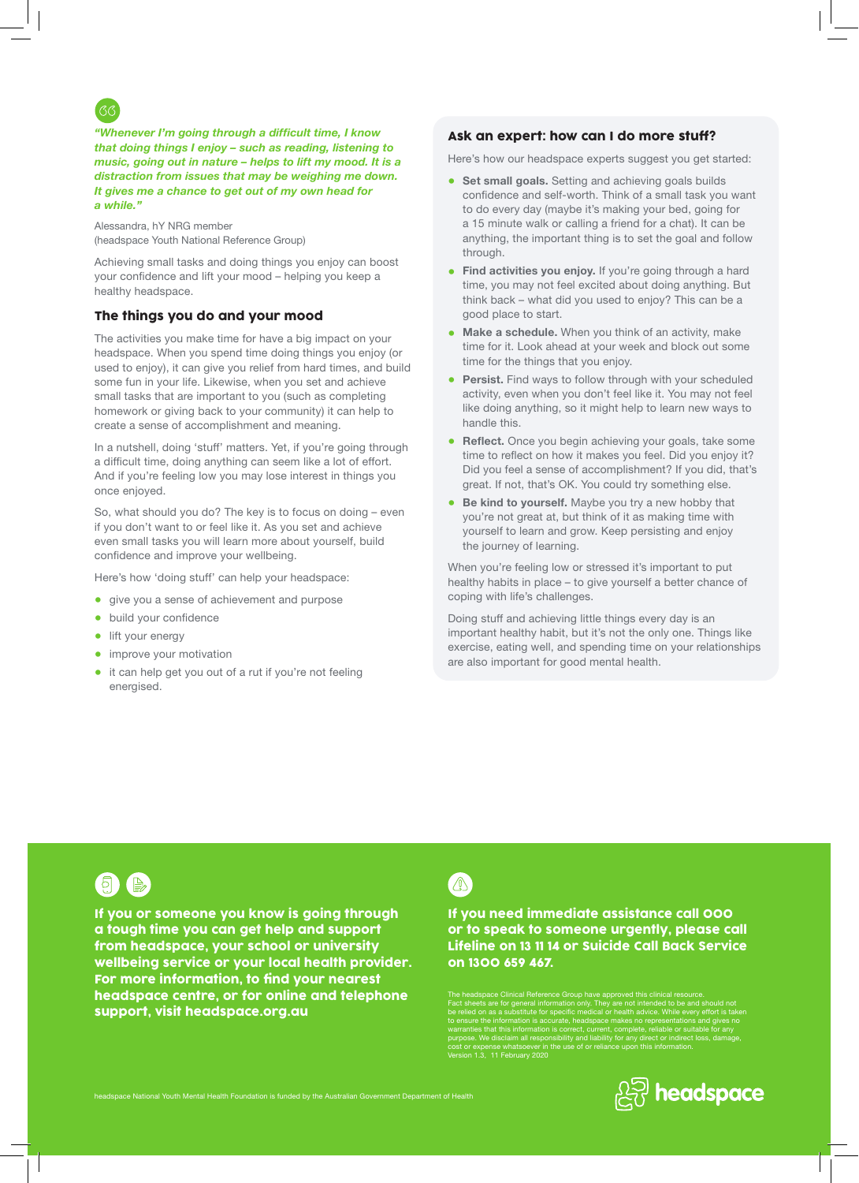*"Whenever I'm going through a difficult time, I know that doing things I enjoy – such as reading, listening to music, going out in nature – helps to lift my mood. It is a distraction from issues that may be weighing me down. It gives me a chance to get out of my own head for a while."*

Alessandra, hY NRG member
(headspace Youth National Reference Group)

Achieving small tasks and doing things you enjoy can boost your confidence and lift your mood – helping you keep a healthy headspace.

## The things you do and your mood

The activities you make time for have a big impact on your headspace. When you spend time doing things you enjoy (or used to enjoy), it can give you relief from hard times, and build some fun in your life. Likewise, when you set and achieve small tasks that are important to you (such as completing homework or giving back to your community) it can help to create a sense of accomplishment and meaning.

In a nutshell, doing 'stuff' matters. Yet, if you're going through a difficult time, doing anything can seem like a lot of effort. And if you're feeling low you may lose interest in things you once enjoyed.

So, what should you do? The key is to focus on doing – even if you don't want to or feel like it. As you set and achieve even small tasks you will learn more about yourself, build confidence and improve your wellbeing.

Here's how 'doing stuff' can help your headspace:

- give you a sense of achievement and purpose
- build your confidence
- lift your energy
- improve your motivation
- it can help get you out of a rut if you're not feeling energised.

## Ask an expert: how can I do more stuff?

Here's how our headspace experts suggest you get started:

- **Set small goals.** Setting and achieving goals builds confidence and self-worth. Think of a small task you want to do every day (maybe it's making your bed, going for a 15 minute walk or calling a friend for a chat). It can be anything, the important thing is to set the goal and follow through.
- **Find activities you enjoy.** If you're going through a hard time, you may not feel excited about doing anything. But think back – what did you used to enjoy? This can be a good place to start.
- **Make a schedule.** When you think of an activity, make time for it. Look ahead at your week and block out some time for the things that you enjoy.
- **Persist.** Find ways to follow through with your scheduled activity, even when you don't feel like it. You may not feel like doing anything, so it might help to learn new ways to handle this.
- **Reflect.** Once you begin achieving your goals, take some time to reflect on how it makes you feel. Did you enjoy it? Did you feel a sense of accomplishment? If you did, that's great. If not, that's OK. You could try something else.
- **Be kind to yourself.** Maybe you try a new hobby that you're not great at, but think of it as making time with yourself to learn and grow. Keep persisting and enjoy the journey of learning.

When you're feeling low or stressed it's important to put healthy habits in place – to give yourself a better chance of coping with life's challenges.

Doing stuff and achieving little things every day is an important healthy habit, but it's not the only one. Things like exercise, eating well, and spending time on your relationships are also important for good mental health.

**If you or someone you know is going through a tough time you can get help and support from headspace, your school or university wellbeing service or your local health provider. For more information, to find your nearest headspace centre, or for online and telephone support, visit headspace.org.au**

**If you need immediate assistance call 000 or to speak to someone urgently, please call Lifeline on 13 11 14 or Suicide Call Back Service on 1300 659 467.**

The headspace Clinical Reference Group have approved this clinical resource. Fact sheets are for general information only. They are not intended to be and should not be relied on as a substitute for specific medical or health advice. While every effort is taken to ensure the information is accurate, headspace makes no representations and gives no warranties that this information is correct, current, complete, reliable or suitable for any purpose. We disclaim all responsibility and liability for any direct or indirect loss, damage, cost or expense whatsoever in the use of or reliance upon this information.
Version 1.3, 11 February 2020

headspace National Youth Mental Health Foundation is funded by the Australian Government Department of Health

headspace